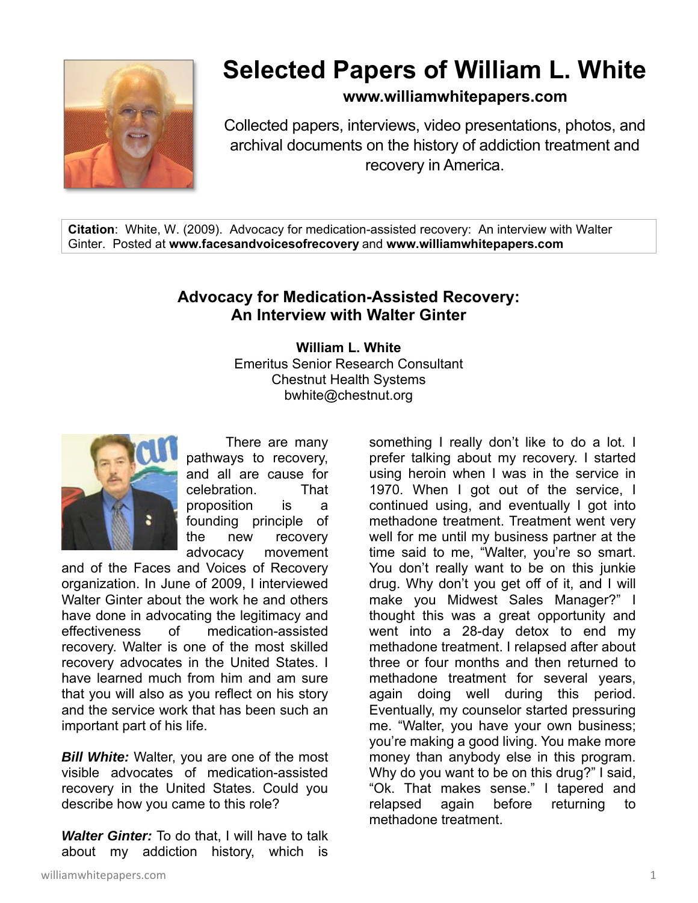# Selected Papers of William L. White

**www.williamwhitepapers.com**

Collected papers, interviews, video presentations, photos, and archival documents on the history of addiction treatment and recovery in America.

**Citation**: White, W. (2009). Advocacy for medication-assisted recovery: An interview with Walter Ginter. Posted at **www.facesandvoicesofrecovery** and **www.williamwhitepapers.com**

## Advocacy for Medication-Assisted Recovery: An Interview with Walter Ginter

**William L. White**
Emeritus Senior Research Consultant
Chestnut Health Systems
bwhite@chestnut.org

There are many pathways to recovery, and all are cause for celebration. That proposition is a founding principle of the new recovery advocacy movement and of the Faces and Voices of Recovery organization. In June of 2009, I interviewed Walter Ginter about the work he and others have done in advocating the legitimacy and effectiveness of medication-assisted recovery. Walter is one of the most skilled recovery advocates in the United States. I have learned much from him and am sure that you will also as you reflect on his story and the service work that has been such an important part of his life.

***Bill White:*** Walter, you are one of the most visible advocates of medication-assisted recovery in the United States. Could you describe how you came to this role?

***Walter Ginter:*** To do that, I will have to talk about my addiction history, which is something I really don't like to do a lot. I prefer talking about my recovery. I started using heroin when I was in the service in 1970. When I got out of the service, I continued using, and eventually I got into methadone treatment. Treatment went very well for me until my business partner at the time said to me, "Walter, you're so smart. You don't really want to be on this junkie drug. Why don't you get off of it, and I will make you Midwest Sales Manager?" I thought this was a great opportunity and went into a 28-day detox to end my methadone treatment. I relapsed after about three or four months and then returned to methadone treatment for several years, again doing well during this period. Eventually, my counselor started pressuring me. "Walter, you have your own business; you're making a good living. You make more money than anybody else in this program. Why do you want to be on this drug?" I said, "Ok. That makes sense." I tapered and relapsed again before returning to methadone treatment.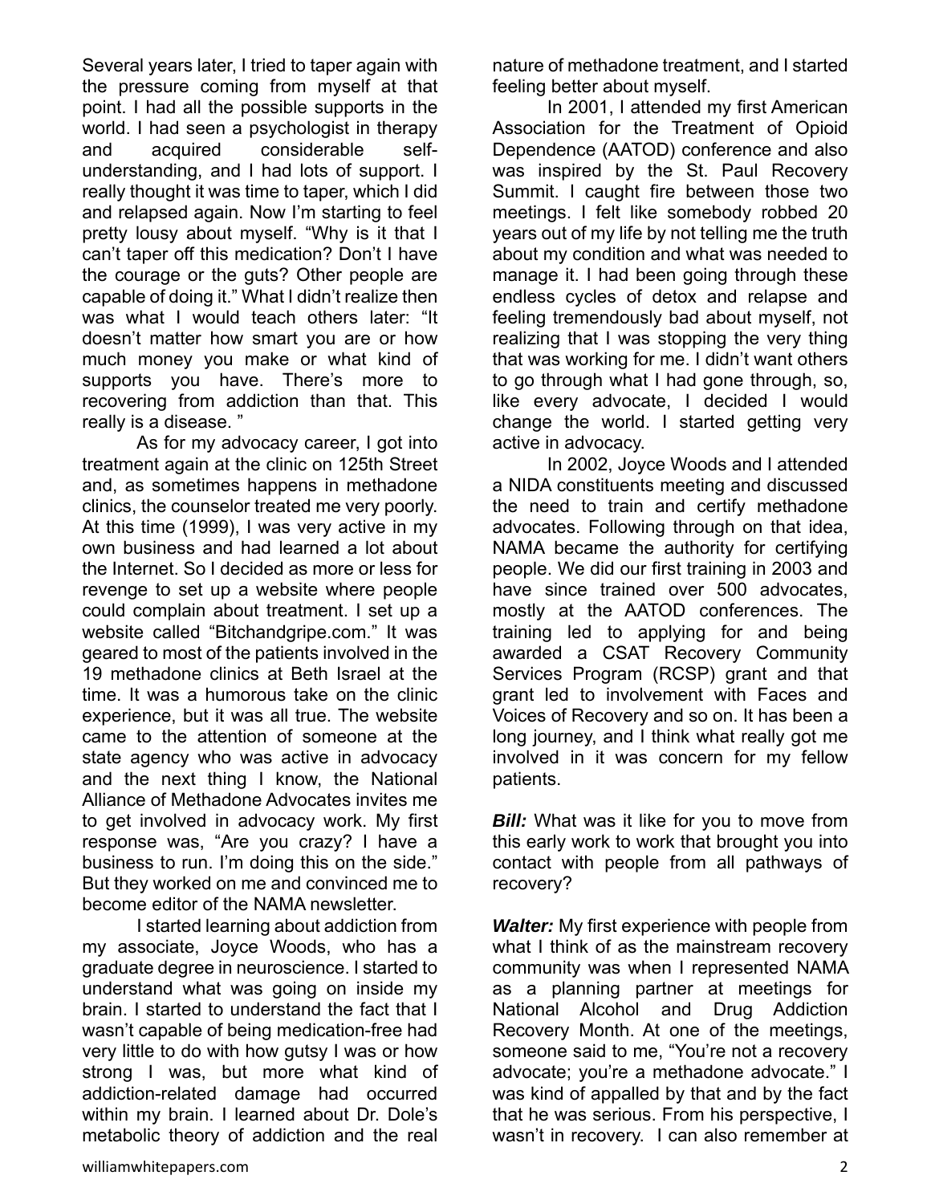Several years later, I tried to taper again with the pressure coming from myself at that point. I had all the possible supports in the world. I had seen a psychologist in therapy and acquired considerable self-understanding, and I had lots of support. I really thought it was time to taper, which I did and relapsed again. Now I'm starting to feel pretty lousy about myself. "Why is it that I can't taper off this medication? Don't I have the courage or the guts? Other people are capable of doing it." What I didn't realize then was what I would teach others later: "It doesn't matter how smart you are or how much money you make or what kind of supports you have. There's more to recovering from addiction than that. This really is a disease. "

As for my advocacy career, I got into treatment again at the clinic on 125th Street and, as sometimes happens in methadone clinics, the counselor treated me very poorly. At this time (1999), I was very active in my own business and had learned a lot about the Internet. So I decided as more or less for revenge to set up a website where people could complain about treatment. I set up a website called "Bitchandgripe.com." It was geared to most of the patients involved in the 19 methadone clinics at Beth Israel at the time. It was a humorous take on the clinic experience, but it was all true. The website came to the attention of someone at the state agency who was active in advocacy and the next thing I know, the National Alliance of Methadone Advocates invites me to get involved in advocacy work. My first response was, "Are you crazy? I have a business to run. I'm doing this on the side." But they worked on me and convinced me to become editor of the NAMA newsletter.

I started learning about addiction from my associate, Joyce Woods, who has a graduate degree in neuroscience. I started to understand what was going on inside my brain. I started to understand the fact that I wasn't capable of being medication-free had very little to do with how gutsy I was or how strong I was, but more what kind of addiction-related damage had occurred within my brain. I learned about Dr. Dole's metabolic theory of addiction and the real nature of methadone treatment, and I started feeling better about myself.

In 2001, I attended my first American Association for the Treatment of Opioid Dependence (AATOD) conference and also was inspired by the St. Paul Recovery Summit. I caught fire between those two meetings. I felt like somebody robbed 20 years out of my life by not telling me the truth about my condition and what was needed to manage it. I had been going through these endless cycles of detox and relapse and feeling tremendously bad about myself, not realizing that I was stopping the very thing that was working for me. I didn't want others to go through what I had gone through, so, like every advocate, I decided I would change the world. I started getting very active in advocacy.

In 2002, Joyce Woods and I attended a NIDA constituents meeting and discussed the need to train and certify methadone advocates. Following through on that idea, NAMA became the authority for certifying people. We did our first training in 2003 and have since trained over 500 advocates, mostly at the AATOD conferences. The training led to applying for and being awarded a CSAT Recovery Community Services Program (RCSP) grant and that grant led to involvement with Faces and Voices of Recovery and so on. It has been a long journey, and I think what really got me involved in it was concern for my fellow patients.

***Bill:*** What was it like for you to move from this early work to work that brought you into contact with people from all pathways of recovery?

***Walter:*** My first experience with people from what I think of as the mainstream recovery community was when I represented NAMA as a planning partner at meetings for National Alcohol and Drug Addiction Recovery Month. At one of the meetings, someone said to me, "You're not a recovery advocate; you're a methadone advocate." I was kind of appalled by that and by the fact that he was serious. From his perspective, I wasn't in recovery. I can also remember at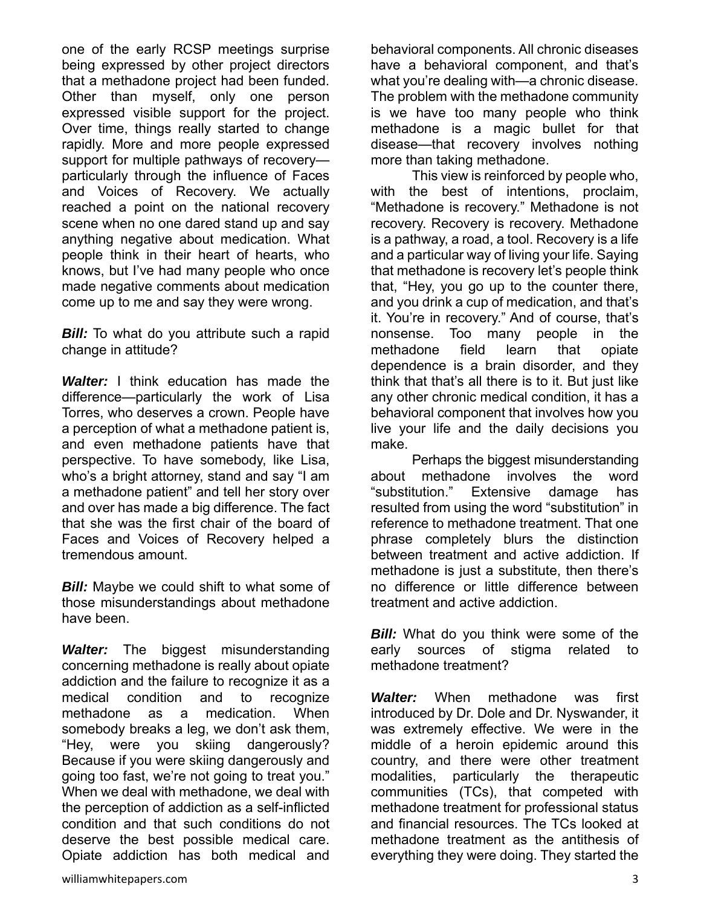one of the early RCSP meetings surprise being expressed by other project directors that a methadone project had been funded. Other than myself, only one person expressed visible support for the project. Over time, things really started to change rapidly. More and more people expressed support for multiple pathways of recovery—particularly through the influence of Faces and Voices of Recovery. We actually reached a point on the national recovery scene when no one dared stand up and say anything negative about medication. What people think in their heart of hearts, who knows, but I've had many people who once made negative comments about medication come up to me and say they were wrong.

***Bill:*** To what do you attribute such a rapid change in attitude?

***Walter:*** I think education has made the difference—particularly the work of Lisa Torres, who deserves a crown. People have a perception of what a methadone patient is, and even methadone patients have that perspective. To have somebody, like Lisa, who's a bright attorney, stand and say "I am a methadone patient" and tell her story over and over has made a big difference. The fact that she was the first chair of the board of Faces and Voices of Recovery helped a tremendous amount.

***Bill:*** Maybe we could shift to what some of those misunderstandings about methadone have been.

***Walter:*** The biggest misunderstanding concerning methadone is really about opiate addiction and the failure to recognize it as a medical condition and to recognize methadone as a medication. When somebody breaks a leg, we don't ask them, "Hey, were you skiing dangerously? Because if you were skiing dangerously and going too fast, we're not going to treat you." When we deal with methadone, we deal with the perception of addiction as a self-inflicted condition and that such conditions do not deserve the best possible medical care. Opiate addiction has both medical and behavioral components. All chronic diseases have a behavioral component, and that's what you're dealing with—a chronic disease. The problem with the methadone community is we have too many people who think methadone is a magic bullet for that disease—that recovery involves nothing more than taking methadone.

This view is reinforced by people who, with the best of intentions, proclaim, "Methadone is recovery." Methadone is not recovery. Recovery is recovery. Methadone is a pathway, a road, a tool. Recovery is a life and a particular way of living your life. Saying that methadone is recovery let's people think that, "Hey, you go up to the counter there, and you drink a cup of medication, and that's it. You're in recovery." And of course, that's nonsense. Too many people in the methadone field learn that opiate dependence is a brain disorder, and they think that that's all there is to it. But just like any other chronic medical condition, it has a behavioral component that involves how you live your life and the daily decisions you make.

Perhaps the biggest misunderstanding about methadone involves the word "substitution." Extensive damage has resulted from using the word "substitution" in reference to methadone treatment. That one phrase completely blurs the distinction between treatment and active addiction. If methadone is just a substitute, then there's no difference or little difference between treatment and active addiction.

***Bill:*** What do you think were some of the early sources of stigma related to methadone treatment?

***Walter:*** When methadone was first introduced by Dr. Dole and Dr. Nyswander, it was extremely effective. We were in the middle of a heroin epidemic around this country, and there were other treatment modalities, particularly the therapeutic communities (TCs), that competed with methadone treatment for professional status and financial resources. The TCs looked at methadone treatment as the antithesis of everything they were doing. They started the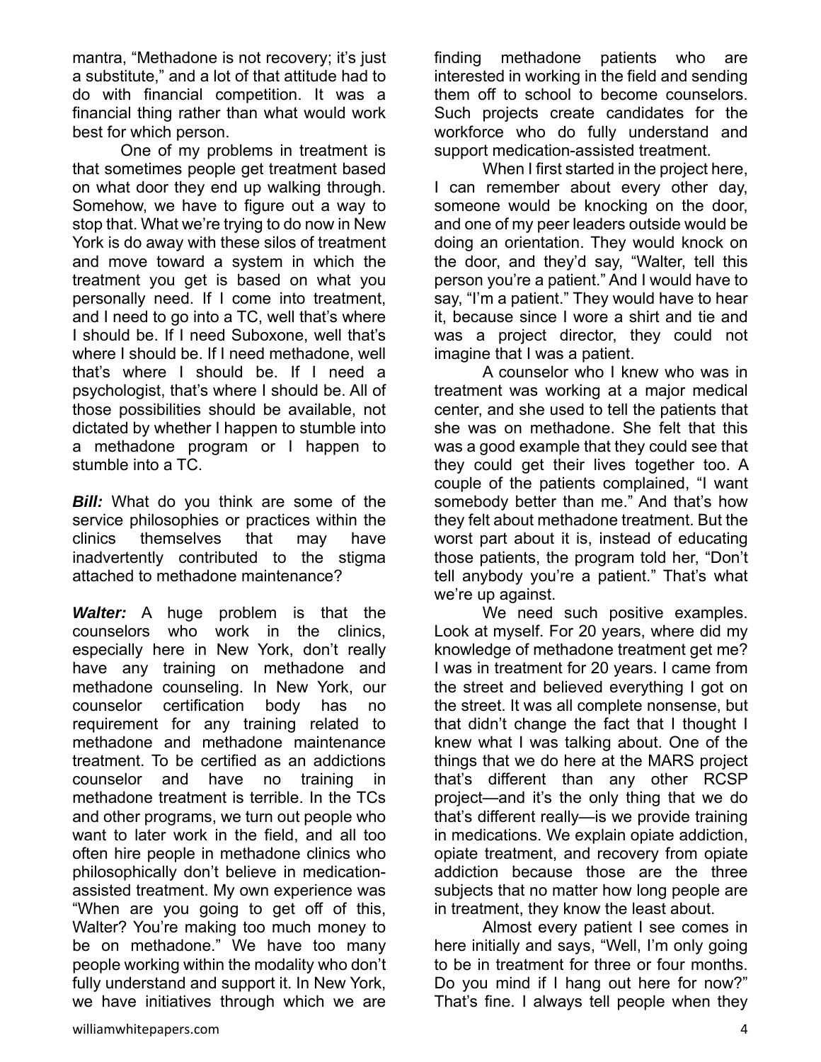mantra, "Methadone is not recovery; it's just a substitute," and a lot of that attitude had to do with financial competition. It was a financial thing rather than what would work best for which person.

One of my problems in treatment is that sometimes people get treatment based on what door they end up walking through. Somehow, we have to figure out a way to stop that. What we're trying to do now in New York is do away with these silos of treatment and move toward a system in which the treatment you get is based on what you personally need. If I come into treatment, and I need to go into a TC, well that's where I should be. If I need Suboxone, well that's where I should be. If I need methadone, well that's where I should be. If I need a psychologist, that's where I should be. All of those possibilities should be available, not dictated by whether I happen to stumble into a methadone program or I happen to stumble into a TC.

***Bill:*** What do you think are some of the service philosophies or practices within the clinics themselves that may have inadvertently contributed to the stigma attached to methadone maintenance?

***Walter:*** A huge problem is that the counselors who work in the clinics, especially here in New York, don't really have any training on methadone and methadone counseling. In New York, our counselor certification body has no requirement for any training related to methadone and methadone maintenance treatment. To be certified as an addictions counselor and have no training in methadone treatment is terrible. In the TCs and other programs, we turn out people who want to later work in the field, and all too often hire people in methadone clinics who philosophically don't believe in medication-assisted treatment. My own experience was "When are you going to get off of this, Walter? You're making too much money to be on methadone." We have too many people working within the modality who don't fully understand and support it. In New York, we have initiatives through which we are finding methadone patients who are interested in working in the field and sending them off to school to become counselors. Such projects create candidates for the workforce who do fully understand and support medication-assisted treatment.

When I first started in the project here, I can remember about every other day, someone would be knocking on the door, and one of my peer leaders outside would be doing an orientation. They would knock on the door, and they'd say, "Walter, tell this person you're a patient." And I would have to say, "I'm a patient." They would have to hear it, because since I wore a shirt and tie and was a project director, they could not imagine that I was a patient.

A counselor who I knew who was in treatment was working at a major medical center, and she used to tell the patients that she was on methadone. She felt that this was a good example that they could see that they could get their lives together too. A couple of the patients complained, "I want somebody better than me." And that's how they felt about methadone treatment. But the worst part about it is, instead of educating those patients, the program told her, "Don't tell anybody you're a patient." That's what we're up against.

We need such positive examples. Look at myself. For 20 years, where did my knowledge of methadone treatment get me? I was in treatment for 20 years. I came from the street and believed everything I got on the street. It was all complete nonsense, but that didn't change the fact that I thought I knew what I was talking about. One of the things that we do here at the MARS project that's different than any other RCSP project—and it's the only thing that we do that's different really—is we provide training in medications. We explain opiate addiction, opiate treatment, and recovery from opiate addiction because those are the three subjects that no matter how long people are in treatment, they know the least about.

Almost every patient I see comes in here initially and says, "Well, I'm only going to be in treatment for three or four months. Do you mind if I hang out here for now?" That's fine. I always tell people when they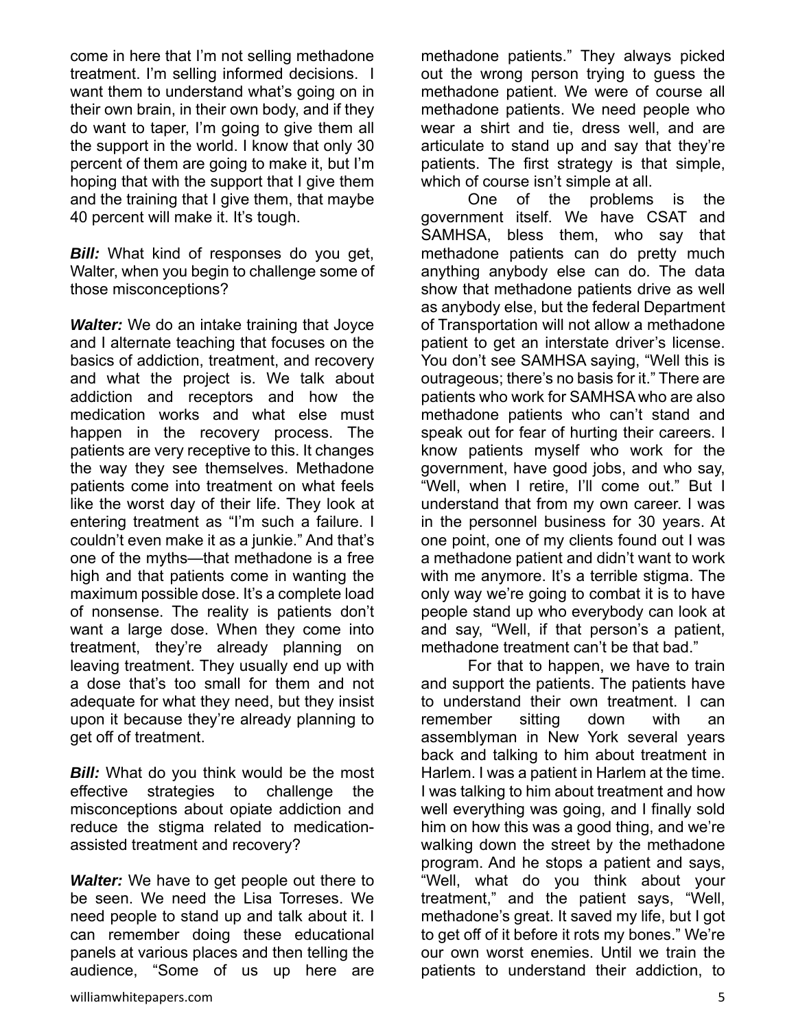come in here that I'm not selling methadone treatment. I'm selling informed decisions. I want them to understand what's going on in their own brain, in their own body, and if they do want to taper, I'm going to give them all the support in the world. I know that only 30 percent of them are going to make it, but I'm hoping that with the support that I give them and the training that I give them, that maybe 40 percent will make it. It's tough.

***Bill:*** What kind of responses do you get, Walter, when you begin to challenge some of those misconceptions?

***Walter:*** We do an intake training that Joyce and I alternate teaching that focuses on the basics of addiction, treatment, and recovery and what the project is. We talk about addiction and receptors and how the medication works and what else must happen in the recovery process. The patients are very receptive to this. It changes the way they see themselves. Methadone patients come into treatment on what feels like the worst day of their life. They look at entering treatment as "I'm such a failure. I couldn't even make it as a junkie." And that's one of the myths—that methadone is a free high and that patients come in wanting the maximum possible dose. It's a complete load of nonsense. The reality is patients don't want a large dose. When they come into treatment, they're already planning on leaving treatment. They usually end up with a dose that's too small for them and not adequate for what they need, but they insist upon it because they're already planning to get off of treatment.

***Bill:*** What do you think would be the most effective strategies to challenge the misconceptions about opiate addiction and reduce the stigma related to medication-assisted treatment and recovery?

***Walter:*** We have to get people out there to be seen. We need the Lisa Torreses. We need people to stand up and talk about it. I can remember doing these educational panels at various places and then telling the audience, "Some of us up here are methadone patients." They always picked out the wrong person trying to guess the methadone patient. We were of course all methadone patients. We need people who wear a shirt and tie, dress well, and are articulate to stand up and say that they're patients. The first strategy is that simple, which of course isn't simple at all.

One of the problems is the government itself. We have CSAT and SAMHSA, bless them, who say that methadone patients can do pretty much anything anybody else can do. The data show that methadone patients drive as well as anybody else, but the federal Department of Transportation will not allow a methadone patient to get an interstate driver's license. You don't see SAMHSA saying, "Well this is outrageous; there's no basis for it." There are patients who work for SAMHSA who are also methadone patients who can't stand and speak out for fear of hurting their careers. I know patients myself who work for the government, have good jobs, and who say, "Well, when I retire, I'll come out." But I understand that from my own career. I was in the personnel business for 30 years. At one point, one of my clients found out I was a methadone patient and didn't want to work with me anymore. It's a terrible stigma. The only way we're going to combat it is to have people stand up who everybody can look at and say, "Well, if that person's a patient, methadone treatment can't be that bad."

For that to happen, we have to train and support the patients. The patients have to understand their own treatment. I can remember sitting down with an assemblyman in New York several years back and talking to him about treatment in Harlem. I was a patient in Harlem at the time. I was talking to him about treatment and how well everything was going, and I finally sold him on how this was a good thing, and we're walking down the street by the methadone program. And he stops a patient and says, "Well, what do you think about your treatment," and the patient says, "Well, methadone's great. It saved my life, but I got to get off of it before it rots my bones." We're our own worst enemies. Until we train the patients to understand their addiction, to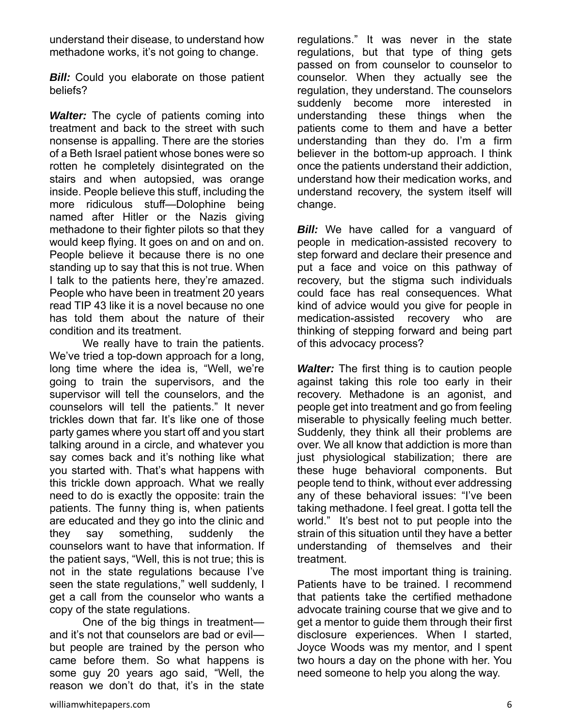understand their disease, to understand how methadone works, it's not going to change.

***Bill:*** Could you elaborate on those patient beliefs?

***Walter:*** The cycle of patients coming into treatment and back to the street with such nonsense is appalling. There are the stories of a Beth Israel patient whose bones were so rotten he completely disintegrated on the stairs and when autopsied, was orange inside. People believe this stuff, including the more ridiculous stuff—Dolophine being named after Hitler or the Nazis giving methadone to their fighter pilots so that they would keep flying. It goes on and on and on. People believe it because there is no one standing up to say that this is not true. When I talk to the patients here, they're amazed. People who have been in treatment 20 years read TIP 43 like it is a novel because no one has told them about the nature of their condition and its treatment.

We really have to train the patients. We've tried a top-down approach for a long, long time where the idea is, "Well, we're going to train the supervisors, and the supervisor will tell the counselors, and the counselors will tell the patients." It never trickles down that far. It's like one of those party games where you start off and you start talking around in a circle, and whatever you say comes back and it's nothing like what you started with. That's what happens with this trickle down approach. What we really need to do is exactly the opposite: train the patients. The funny thing is, when patients are educated and they go into the clinic and they say something, suddenly the counselors want to have that information. If the patient says, "Well, this is not true; this is not in the state regulations because I've seen the state regulations," well suddenly, I get a call from the counselor who wants a copy of the state regulations.

One of the big things in treatment—and it's not that counselors are bad or evil—but people are trained by the person who came before them. So what happens is some guy 20 years ago said, "Well, the reason we don't do that, it's in the state regulations." It was never in the state regulations, but that type of thing gets passed on from counselor to counselor to counselor. When they actually see the regulation, they understand. The counselors suddenly become more interested in understanding these things when the patients come to them and have a better understanding than they do. I'm a firm believer in the bottom-up approach. I think once the patients understand their addiction, understand how their medication works, and understand recovery, the system itself will change.

***Bill:*** We have called for a vanguard of people in medication-assisted recovery to step forward and declare their presence and put a face and voice on this pathway of recovery, but the stigma such individuals could face has real consequences. What kind of advice would you give for people in medication-assisted recovery who are thinking of stepping forward and being part of this advocacy process?

***Walter:*** The first thing is to caution people against taking this role too early in their recovery. Methadone is an agonist, and people get into treatment and go from feeling miserable to physically feeling much better. Suddenly, they think all their problems are over. We all know that addiction is more than just physiological stabilization; there are these huge behavioral components. But people tend to think, without ever addressing any of these behavioral issues: "I've been taking methadone. I feel great. I gotta tell the world." It's best not to put people into the strain of this situation until they have a better understanding of themselves and their treatment.

The most important thing is training. Patients have to be trained. I recommend that patients take the certified methadone advocate training course that we give and to get a mentor to guide them through their first disclosure experiences. When I started, Joyce Woods was my mentor, and I spent two hours a day on the phone with her. You need someone to help you along the way.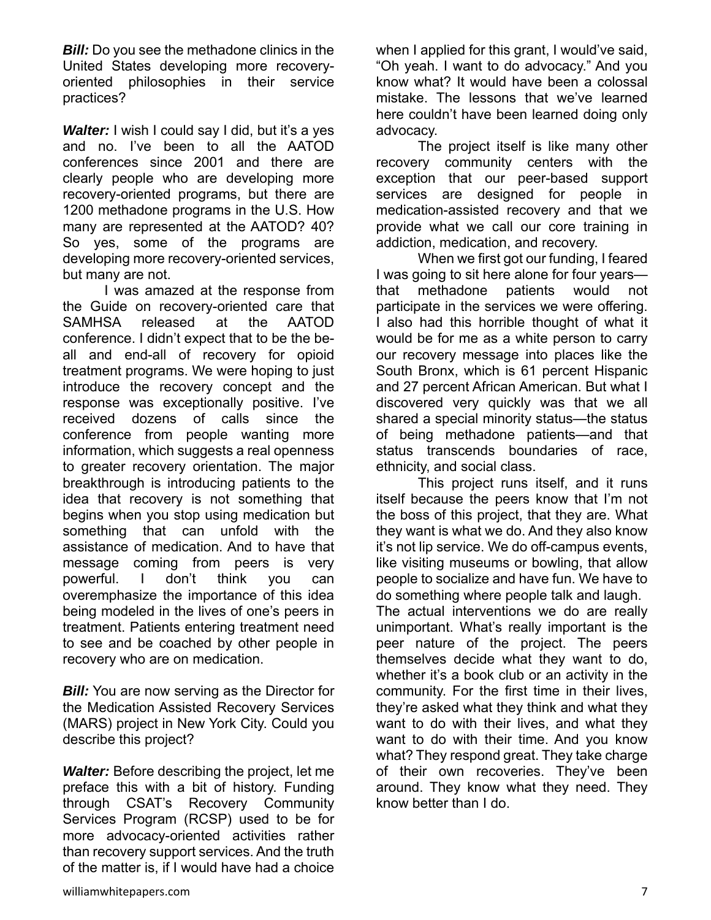***Bill:*** Do you see the methadone clinics in the United States developing more recovery-oriented philosophies in their service practices?

***Walter:*** I wish I could say I did, but it's a yes and no. I've been to all the AATOD conferences since 2001 and there are clearly people who are developing more recovery-oriented programs, but there are 1200 methadone programs in the U.S. How many are represented at the AATOD? 40? So yes, some of the programs are developing more recovery-oriented services, but many are not.

I was amazed at the response from the Guide on recovery-oriented care that SAMHSA released at the AATOD conference. I didn't expect that to be the be-all and end-all of recovery for opioid treatment programs. We were hoping to just introduce the recovery concept and the response was exceptionally positive. I've received dozens of calls since the conference from people wanting more information, which suggests a real openness to greater recovery orientation. The major breakthrough is introducing patients to the idea that recovery is not something that begins when you stop using medication but something that can unfold with the assistance of medication. And to have that message coming from peers is very powerful. I don't think you can overemphasize the importance of this idea being modeled in the lives of one's peers in treatment. Patients entering treatment need to see and be coached by other people in recovery who are on medication.

***Bill:*** You are now serving as the Director for the Medication Assisted Recovery Services (MARS) project in New York City. Could you describe this project?

***Walter:*** Before describing the project, let me preface this with a bit of history. Funding through CSAT's Recovery Community Services Program (RCSP) used to be for more advocacy-oriented activities rather than recovery support services. And the truth of the matter is, if I would have had a choice when I applied for this grant, I would've said, "Oh yeah. I want to do advocacy." And you know what? It would have been a colossal mistake. The lessons that we've learned here couldn't have been learned doing only advocacy.

The project itself is like many other recovery community centers with the exception that our peer-based support services are designed for people in medication-assisted recovery and that we provide what we call our core training in addiction, medication, and recovery.

When we first got our funding, I feared I was going to sit here alone for four years—that methadone patients would not participate in the services we were offering. I also had this horrible thought of what it would be for me as a white person to carry our recovery message into places like the South Bronx, which is 61 percent Hispanic and 27 percent African American. But what I discovered very quickly was that we all shared a special minority status—the status of being methadone patients—and that status transcends boundaries of race, ethnicity, and social class.

This project runs itself, and it runs itself because the peers know that I'm not the boss of this project, that they are. What they want is what we do. And they also know it's not lip service. We do off-campus events, like visiting museums or bowling, that allow people to socialize and have fun. We have to do something where people talk and laugh. The actual interventions we do are really unimportant. What's really important is the peer nature of the project. The peers themselves decide what they want to do, whether it's a book club or an activity in the community. For the first time in their lives, they're asked what they think and what they want to do with their lives, and what they want to do with their time. And you know what? They respond great. They take charge of their own recoveries. They've been around. They know what they need. They know better than I do.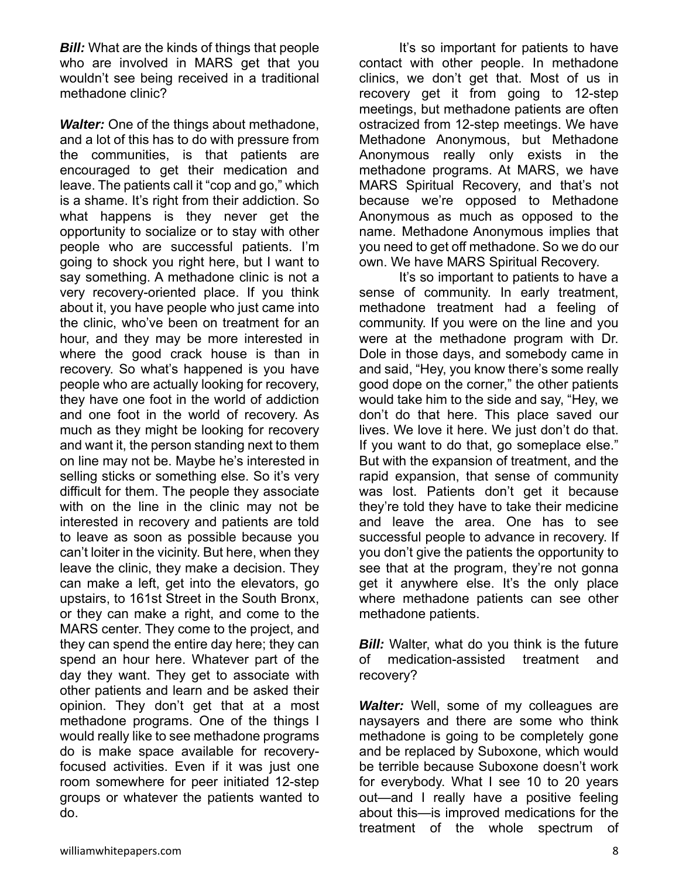***Bill:*** What are the kinds of things that people who are involved in MARS get that you wouldn't see being received in a traditional methadone clinic?

***Walter:*** One of the things about methadone, and a lot of this has to do with pressure from the communities, is that patients are encouraged to get their medication and leave. The patients call it "cop and go," which is a shame. It's right from their addiction. So what happens is they never get the opportunity to socialize or to stay with other people who are successful patients. I'm going to shock you right here, but I want to say something. A methadone clinic is not a very recovery-oriented place. If you think about it, you have people who just came into the clinic, who've been on treatment for an hour, and they may be more interested in where the good crack house is than in recovery. So what's happened is you have people who are actually looking for recovery, they have one foot in the world of addiction and one foot in the world of recovery. As much as they might be looking for recovery and want it, the person standing next to them on line may not be. Maybe he's interested in selling sticks or something else. So it's very difficult for them. The people they associate with on the line in the clinic may not be interested in recovery and patients are told to leave as soon as possible because you can't loiter in the vicinity. But here, when they leave the clinic, they make a decision. They can make a left, get into the elevators, go upstairs, to 161st Street in the South Bronx, or they can make a right, and come to the MARS center. They come to the project, and they can spend the entire day here; they can spend an hour here. Whatever part of the day they want. They get to associate with other patients and learn and be asked their opinion. They don't get that at a most methadone programs. One of the things I would really like to see methadone programs do is make space available for recovery-focused activities. Even if it was just one room somewhere for peer initiated 12-step groups or whatever the patients wanted to do.

It's so important for patients to have contact with other people. In methadone clinics, we don't get that. Most of us in recovery get it from going to 12-step meetings, but methadone patients are often ostracized from 12-step meetings. We have Methadone Anonymous, but Methadone Anonymous really only exists in the methadone programs. At MARS, we have MARS Spiritual Recovery, and that's not because we're opposed to Methadone Anonymous as much as opposed to the name. Methadone Anonymous implies that you need to get off methadone. So we do our own. We have MARS Spiritual Recovery.

It's so important to patients to have a sense of community. In early treatment, methadone treatment had a feeling of community. If you were on the line and you were at the methadone program with Dr. Dole in those days, and somebody came in and said, "Hey, you know there's some really good dope on the corner," the other patients would take him to the side and say, "Hey, we don't do that here. This place saved our lives. We love it here. We just don't do that. If you want to do that, go someplace else." But with the expansion of treatment, and the rapid expansion, that sense of community was lost. Patients don't get it because they're told they have to take their medicine and leave the area. One has to see successful people to advance in recovery. If you don't give the patients the opportunity to see that at the program, they're not gonna get it anywhere else. It's the only place where methadone patients can see other methadone patients.

***Bill:*** Walter, what do you think is the future of medication-assisted treatment and recovery?

***Walter:*** Well, some of my colleagues are naysayers and there are some who think methadone is going to be completely gone and be replaced by Suboxone, which would be terrible because Suboxone doesn't work for everybody. What I see 10 to 20 years out—and I really have a positive feeling about this—is improved medications for the treatment of the whole spectrum of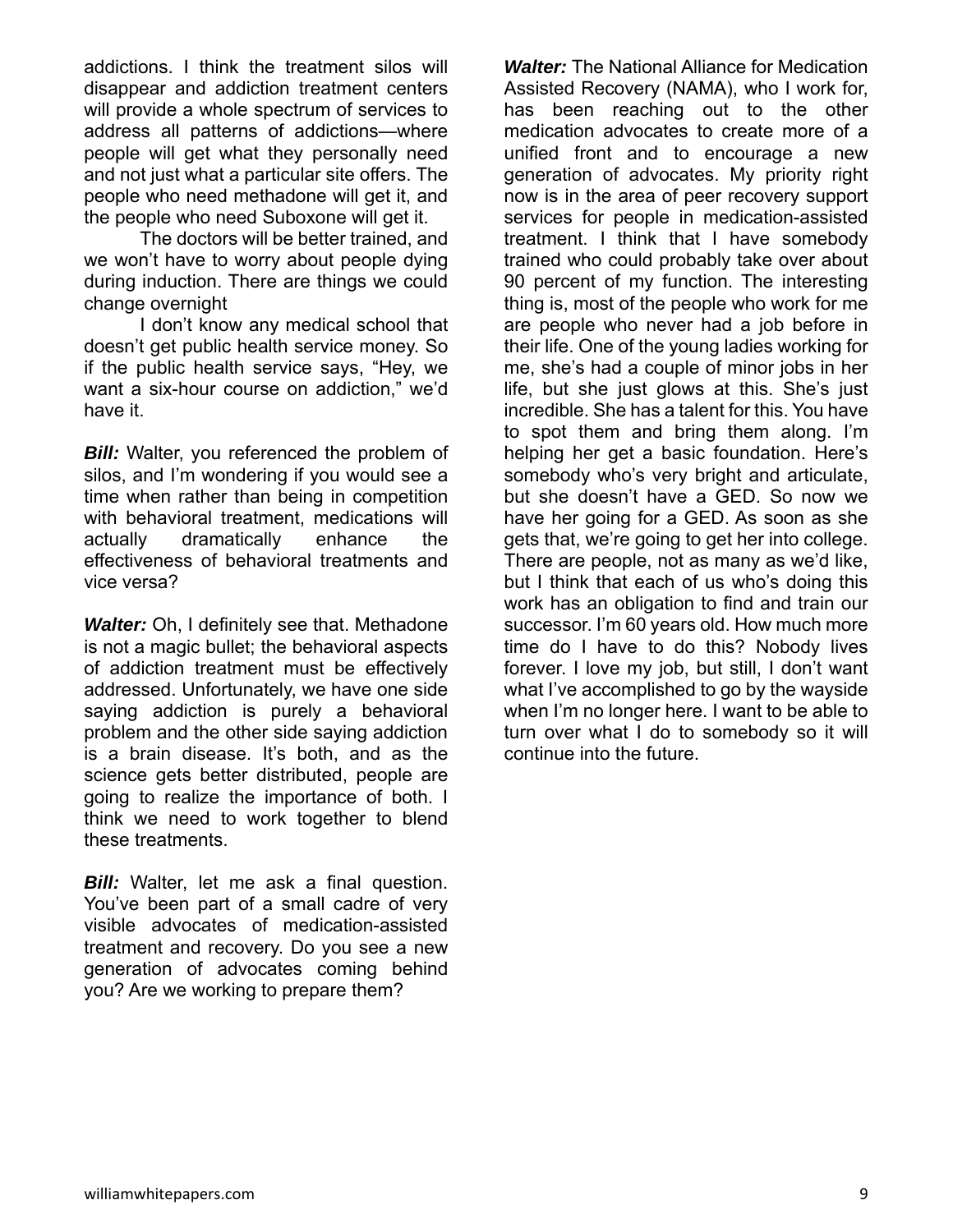addictions. I think the treatment silos will disappear and addiction treatment centers will provide a whole spectrum of services to address all patterns of addictions—where people will get what they personally need and not just what a particular site offers. The people who need methadone will get it, and the people who need Suboxone will get it.

The doctors will be better trained, and we won't have to worry about people dying during induction. There are things we could change overnight

I don't know any medical school that doesn't get public health service money. So if the public health service says, "Hey, we want a six-hour course on addiction," we'd have it.

***Bill:*** Walter, you referenced the problem of silos, and I'm wondering if you would see a time when rather than being in competition with behavioral treatment, medications will actually dramatically enhance the effectiveness of behavioral treatments and vice versa?

***Walter:*** Oh, I definitely see that. Methadone is not a magic bullet; the behavioral aspects of addiction treatment must be effectively addressed. Unfortunately, we have one side saying addiction is purely a behavioral problem and the other side saying addiction is a brain disease. It's both, and as the science gets better distributed, people are going to realize the importance of both. I think we need to work together to blend these treatments.

***Bill:*** Walter, let me ask a final question. You've been part of a small cadre of very visible advocates of medication-assisted treatment and recovery. Do you see a new generation of advocates coming behind you? Are we working to prepare them?

***Walter:*** The National Alliance for Medication Assisted Recovery (NAMA), who I work for, has been reaching out to the other medication advocates to create more of a unified front and to encourage a new generation of advocates. My priority right now is in the area of peer recovery support services for people in medication-assisted treatment. I think that I have somebody trained who could probably take over about 90 percent of my function. The interesting thing is, most of the people who work for me are people who never had a job before in their life. One of the young ladies working for me, she's had a couple of minor jobs in her life, but she just glows at this. She's just incredible. She has a talent for this. You have to spot them and bring them along. I'm helping her get a basic foundation. Here's somebody who's very bright and articulate, but she doesn't have a GED. So now we have her going for a GED. As soon as she gets that, we're going to get her into college. There are people, not as many as we'd like, but I think that each of us who's doing this work has an obligation to find and train our successor. I'm 60 years old. How much more time do I have to do this? Nobody lives forever. I love my job, but still, I don't want what I've accomplished to go by the wayside when I'm no longer here. I want to be able to turn over what I do to somebody so it will continue into the future.